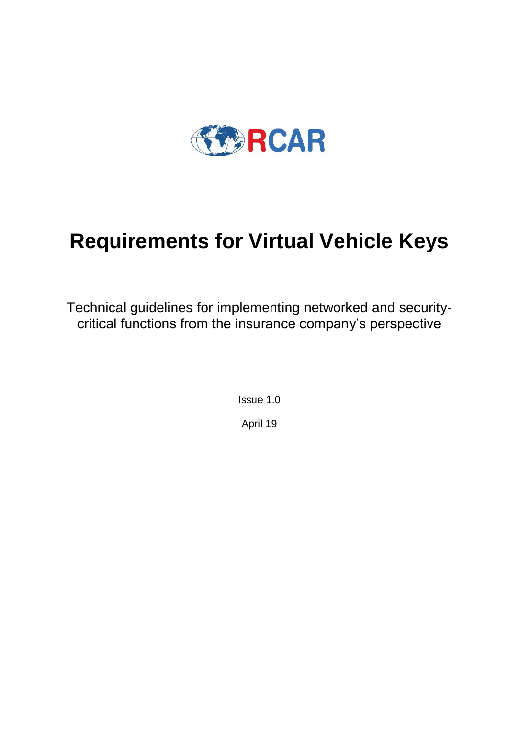RCAR

# Requirements for Virtual Vehicle Keys

Technical guidelines for implementing networked and security-critical functions from the insurance company's perspective

Issue 1.0

April 19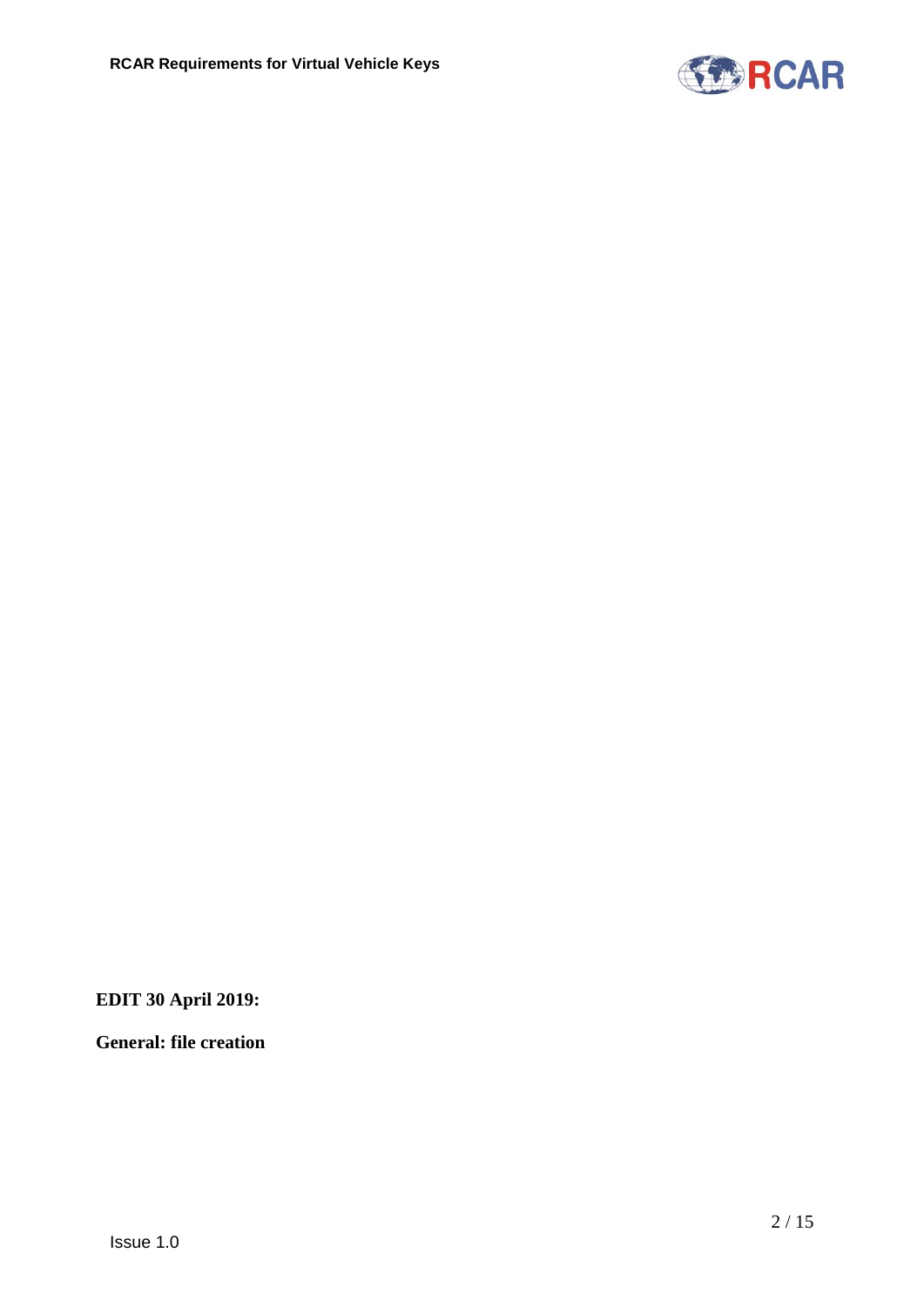**EDIT 30 April 2019:**

**General: file creation**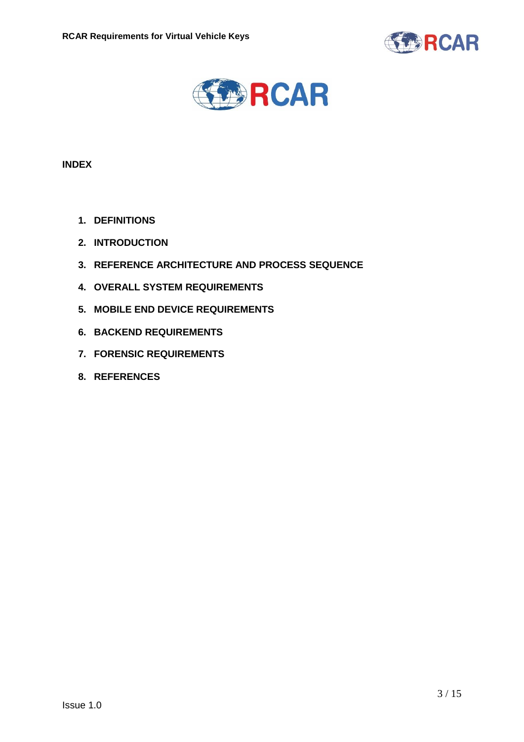**INDEX**

1. **DEFINITIONS**
2. **INTRODUCTION**
3. **REFERENCE ARCHITECTURE AND PROCESS SEQUENCE**
4. **OVERALL SYSTEM REQUIREMENTS**
5. **MOBILE END DEVICE REQUIREMENTS**
6. **BACKEND REQUIREMENTS**
7. **FORENSIC REQUIREMENTS**
8. **REFERENCES**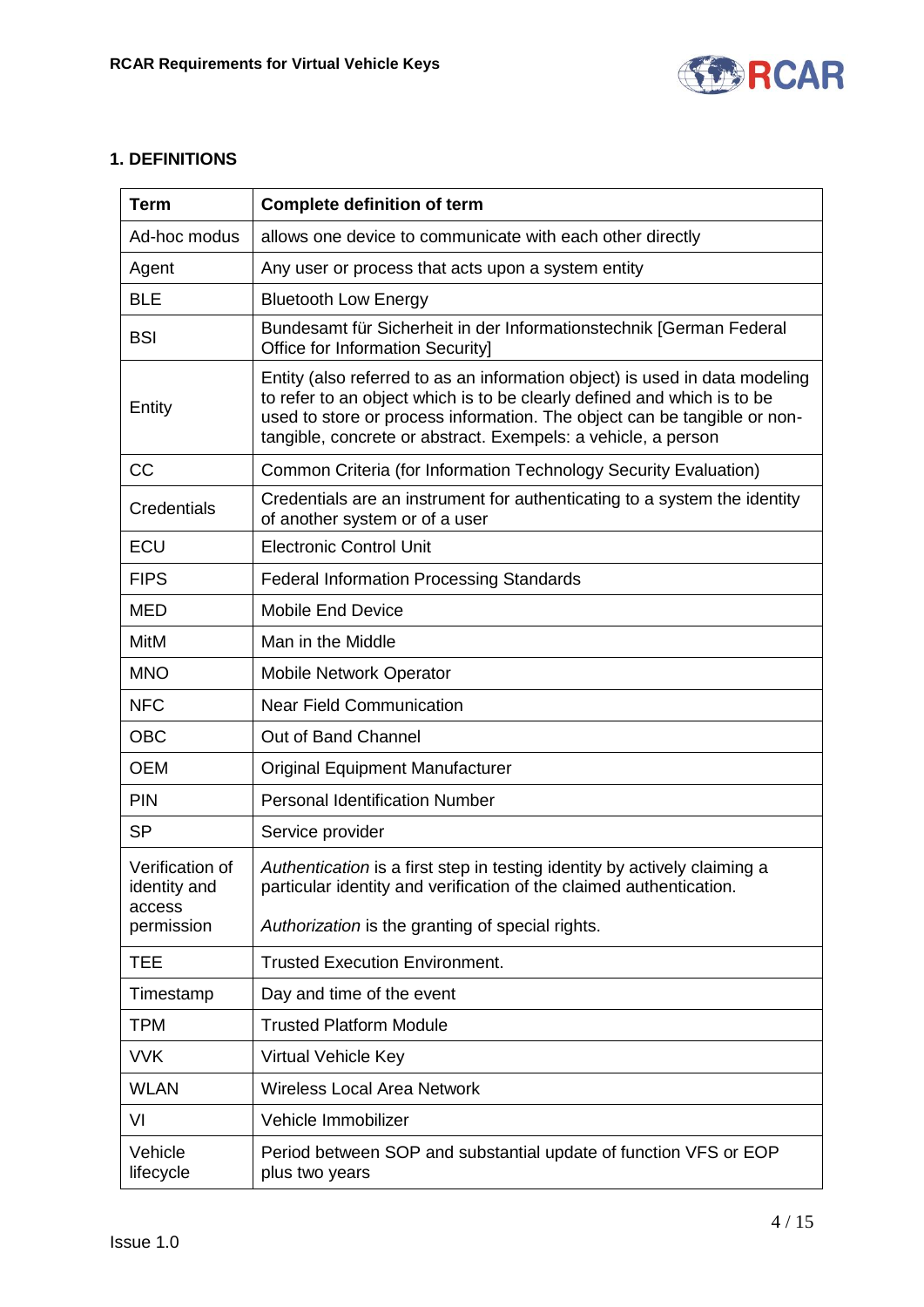## 1. DEFINITIONS

| Term | Complete definition of term |
|---|---|
| Ad-hoc modus | allows one device to communicate with each other directly |
| Agent | Any user or process that acts upon a system entity |
| BLE | Bluetooth Low Energy |
| BSI | Bundesamt für Sicherheit in der Informationstechnik [German Federal Office for Information Security] |
| Entity | Entity (also referred to as an information object) is used in data modeling to refer to an object which is to be clearly defined and which is to be used to store or process information. The object can be tangible or non-tangible, concrete or abstract. Exempels: a vehicle, a person |
| CC | Common Criteria (for Information Technology Security Evaluation) |
| Credentials | Credentials are an instrument for authenticating to a system the identity of another system or of a user |
| ECU | Electronic Control Unit |
| FIPS | Federal Information Processing Standards |
| MED | Mobile End Device |
| MitM | Man in the Middle |
| MNO | Mobile Network Operator |
| NFC | Near Field Communication |
| OBC | Out of Band Channel |
| OEM | Original Equipment Manufacturer |
| PIN | Personal Identification Number |
| SP | Service provider |
| Verification of identity and access permission | *Authentication* is a first step in testing identity by actively claiming a particular identity and verification of the claimed authentication.<br><br>*Authorization* is the granting of special rights. |
| TEE | Trusted Execution Environment. |
| Timestamp | Day and time of the event |
| TPM | Trusted Platform Module |
| VVK | Virtual Vehicle Key |
| WLAN | Wireless Local Area Network |
| VI | Vehicle Immobilizer |
| Vehicle lifecycle | Period between SOP and substantial update of function VFS or EOP plus two years |

Issue 1.0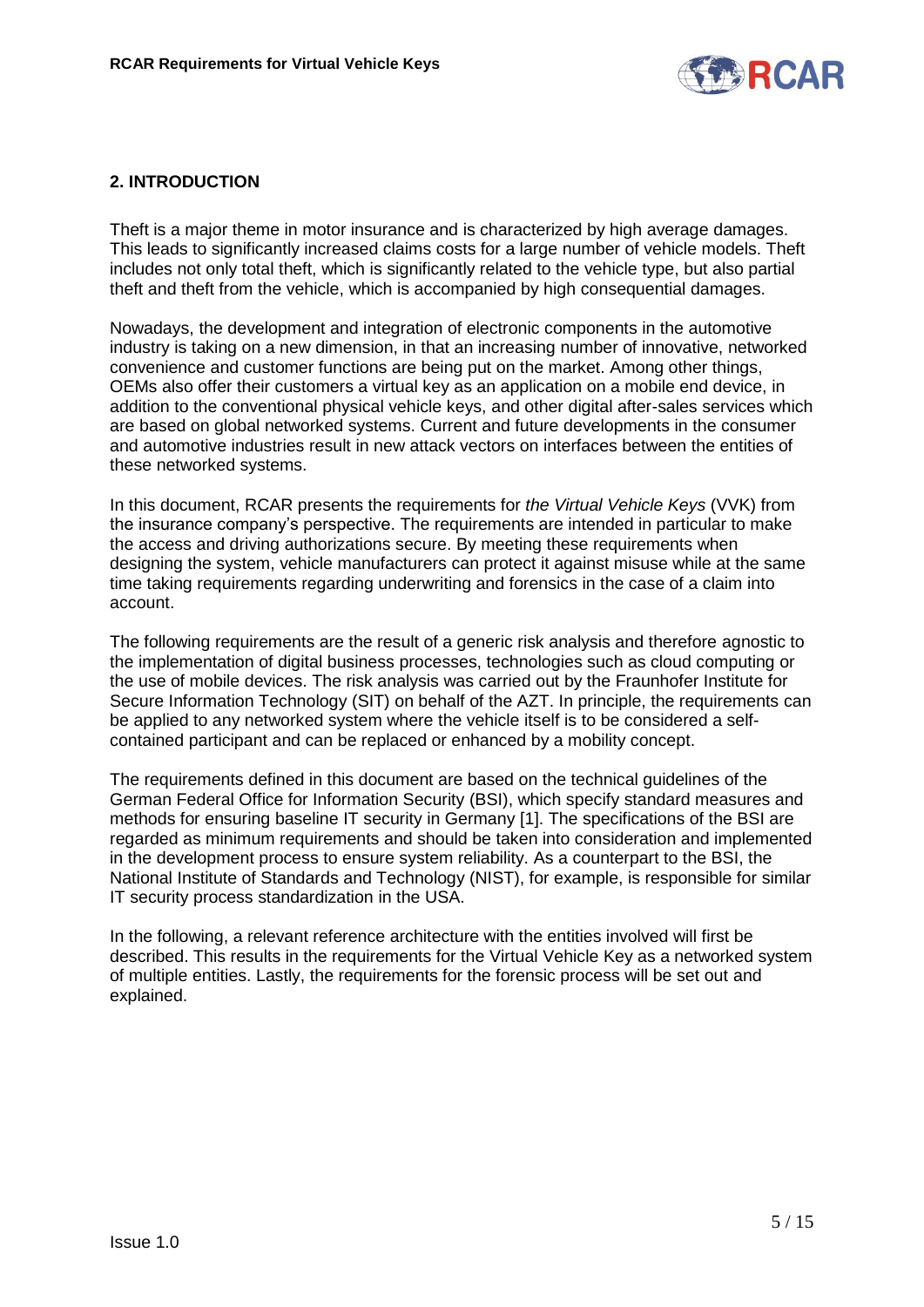## 2. INTRODUCTION

Theft is a major theme in motor insurance and is characterized by high average damages. This leads to significantly increased claims costs for a large number of vehicle models. Theft includes not only total theft, which is significantly related to the vehicle type, but also partial theft and theft from the vehicle, which is accompanied by high consequential damages.

Nowadays, the development and integration of electronic components in the automotive industry is taking on a new dimension, in that an increasing number of innovative, networked convenience and customer functions are being put on the market. Among other things, OEMs also offer their customers a virtual key as an application on a mobile end device, in addition to the conventional physical vehicle keys, and other digital after-sales services which are based on global networked systems. Current and future developments in the consumer and automotive industries result in new attack vectors on interfaces between the entities of these networked systems.

In this document, RCAR presents the requirements for *the Virtual Vehicle Keys* (VVK) from the insurance company's perspective. The requirements are intended in particular to make the access and driving authorizations secure. By meeting these requirements when designing the system, vehicle manufacturers can protect it against misuse while at the same time taking requirements regarding underwriting and forensics in the case of a claim into account.

The following requirements are the result of a generic risk analysis and therefore agnostic to the implementation of digital business processes, technologies such as cloud computing or the use of mobile devices. The risk analysis was carried out by the Fraunhofer Institute for Secure Information Technology (SIT) on behalf of the AZT. In principle, the requirements can be applied to any networked system where the vehicle itself is to be considered a self-contained participant and can be replaced or enhanced by a mobility concept.

The requirements defined in this document are based on the technical guidelines of the German Federal Office for Information Security (BSI), which specify standard measures and methods for ensuring baseline IT security in Germany [1]. The specifications of the BSI are regarded as minimum requirements and should be taken into consideration and implemented in the development process to ensure system reliability. As a counterpart to the BSI, the National Institute of Standards and Technology (NIST), for example, is responsible for similar IT security process standardization in the USA.

In the following, a relevant reference architecture with the entities involved will first be described. This results in the requirements for the Virtual Vehicle Key as a networked system of multiple entities. Lastly, the requirements for the forensic process will be set out and explained.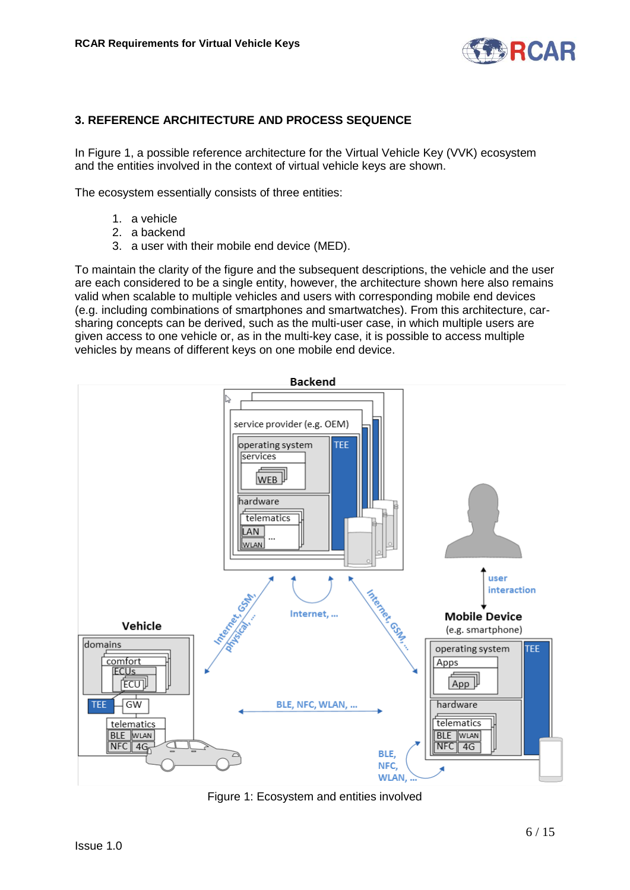## 3. REFERENCE ARCHITECTURE AND PROCESS SEQUENCE

In Figure 1, a possible reference architecture for the Virtual Vehicle Key (VVK) ecosystem and the entities involved in the context of virtual vehicle keys are shown.

The ecosystem essentially consists of three entities:

1. a vehicle
2. a backend
3. a user with their mobile end device (MED).

To maintain the clarity of the figure and the subsequent descriptions, the vehicle and the user are each considered to be a single entity, however, the architecture shown here also remains valid when scalable to multiple vehicles and users with corresponding mobile end devices (e.g. including combinations of smartphones and smartwatches). From this architecture, car-sharing concepts can be derived, such as the multi-user case, in which multiple users are given access to one vehicle or, as in the multi-key case, it is possible to access multiple vehicles by means of different keys on one mobile end device.

Figure 1: Ecosystem and entities involved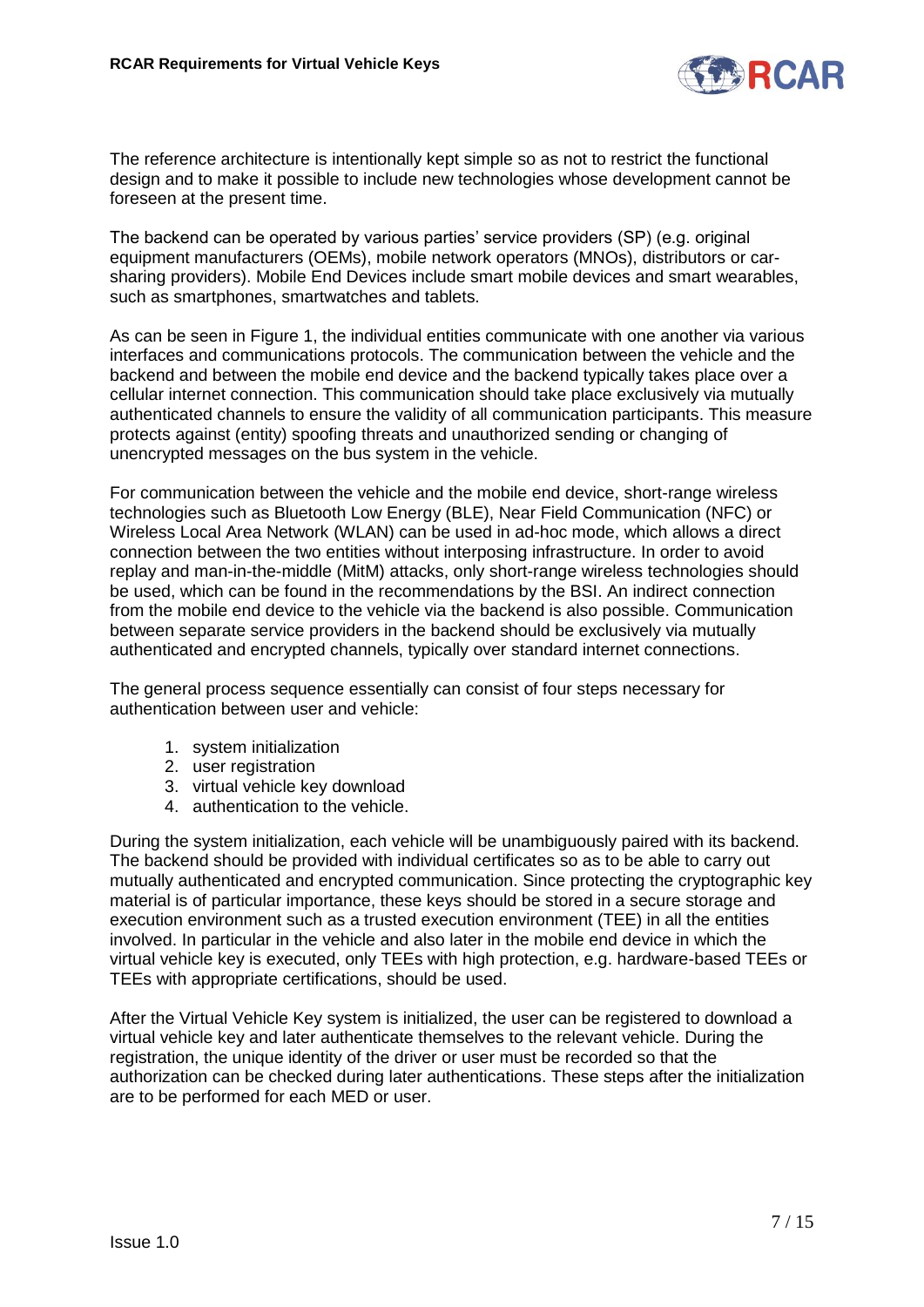The reference architecture is intentionally kept simple so as not to restrict the functional design and to make it possible to include new technologies whose development cannot be foreseen at the present time.

The backend can be operated by various parties' service providers (SP) (e.g. original equipment manufacturers (OEMs), mobile network operators (MNOs), distributors or car-sharing providers). Mobile End Devices include smart mobile devices and smart wearables, such as smartphones, smartwatches and tablets.

As can be seen in Figure 1, the individual entities communicate with one another via various interfaces and communications protocols. The communication between the vehicle and the backend and between the mobile end device and the backend typically takes place over a cellular internet connection. This communication should take place exclusively via mutually authenticated channels to ensure the validity of all communication participants. This measure protects against (entity) spoofing threats and unauthorized sending or changing of unencrypted messages on the bus system in the vehicle.

For communication between the vehicle and the mobile end device, short-range wireless technologies such as Bluetooth Low Energy (BLE), Near Field Communication (NFC) or Wireless Local Area Network (WLAN) can be used in ad-hoc mode, which allows a direct connection between the two entities without interposing infrastructure. In order to avoid replay and man-in-the-middle (MitM) attacks, only short-range wireless technologies should be used, which can be found in the recommendations by the BSI. An indirect connection from the mobile end device to the vehicle via the backend is also possible. Communication between separate service providers in the backend should be exclusively via mutually authenticated and encrypted channels, typically over standard internet connections.

The general process sequence essentially can consist of four steps necessary for authentication between user and vehicle:

1. system initialization
2. user registration
3. virtual vehicle key download
4. authentication to the vehicle.

During the system initialization, each vehicle will be unambiguously paired with its backend. The backend should be provided with individual certificates so as to be able to carry out mutually authenticated and encrypted communication. Since protecting the cryptographic key material is of particular importance, these keys should be stored in a secure storage and execution environment such as a trusted execution environment (TEE) in all the entities involved. In particular in the vehicle and also later in the mobile end device in which the virtual vehicle key is executed, only TEEs with high protection, e.g. hardware-based TEEs or TEEs with appropriate certifications, should be used.

After the Virtual Vehicle Key system is initialized, the user can be registered to download a virtual vehicle key and later authenticate themselves to the relevant vehicle. During the registration, the unique identity of the driver or user must be recorded so that the authorization can be checked during later authentications. These steps after the initialization are to be performed for each MED or user.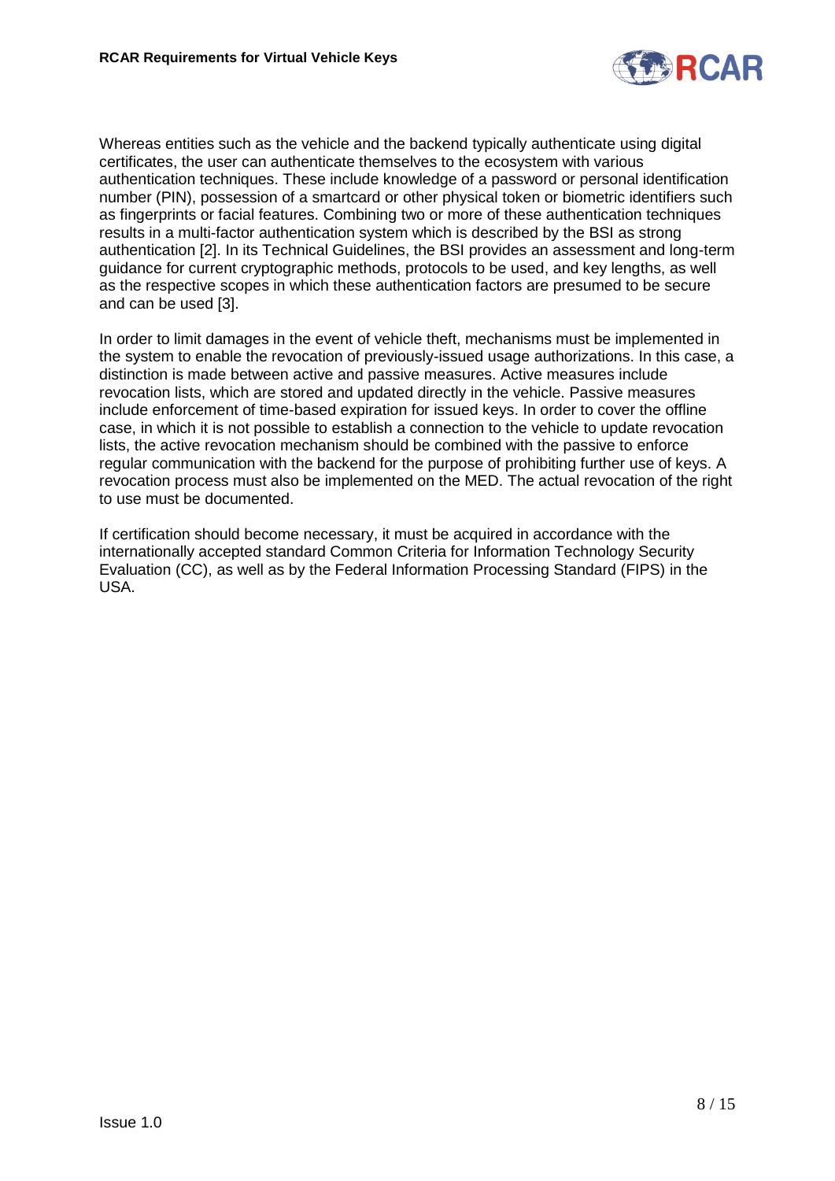Whereas entities such as the vehicle and the backend typically authenticate using digital certificates, the user can authenticate themselves to the ecosystem with various authentication techniques. These include knowledge of a password or personal identification number (PIN), possession of a smartcard or other physical token or biometric identifiers such as fingerprints or facial features. Combining two or more of these authentication techniques results in a multi-factor authentication system which is described by the BSI as strong authentication [2]. In its Technical Guidelines, the BSI provides an assessment and long-term guidance for current cryptographic methods, protocols to be used, and key lengths, as well as the respective scopes in which these authentication factors are presumed to be secure and can be used [3].

In order to limit damages in the event of vehicle theft, mechanisms must be implemented in the system to enable the revocation of previously-issued usage authorizations. In this case, a distinction is made between active and passive measures. Active measures include revocation lists, which are stored and updated directly in the vehicle. Passive measures include enforcement of time-based expiration for issued keys. In order to cover the offline case, in which it is not possible to establish a connection to the vehicle to update revocation lists, the active revocation mechanism should be combined with the passive to enforce regular communication with the backend for the purpose of prohibiting further use of keys. A revocation process must also be implemented on the MED. The actual revocation of the right to use must be documented.

If certification should become necessary, it must be acquired in accordance with the internationally accepted standard Common Criteria for Information Technology Security Evaluation (CC), as well as by the Federal Information Processing Standard (FIPS) in the USA.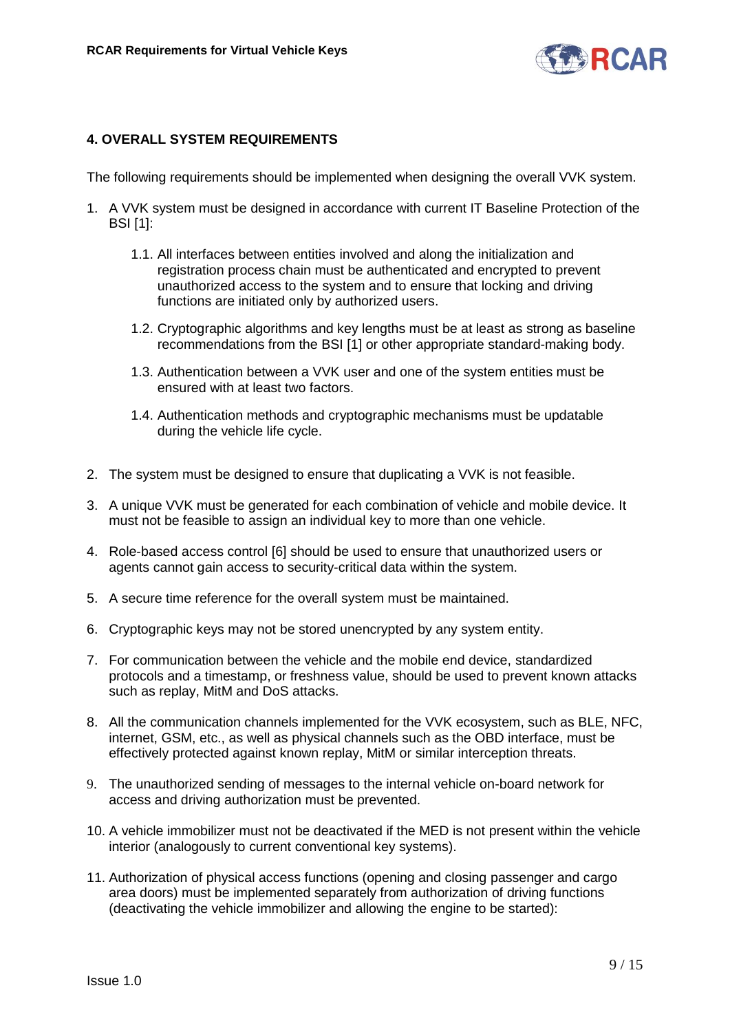## 4. OVERALL SYSTEM REQUIREMENTS

The following requirements should be implemented when designing the overall VVK system.

1. A VVK system must be designed in accordance with current IT Baseline Protection of the BSI [1]:

    1.1. All interfaces between entities involved and along the initialization and registration process chain must be authenticated and encrypted to prevent unauthorized access to the system and to ensure that locking and driving functions are initiated only by authorized users.

    1.2. Cryptographic algorithms and key lengths must be at least as strong as baseline recommendations from the BSI [1] or other appropriate standard-making body.

    1.3. Authentication between a VVK user and one of the system entities must be ensured with at least two factors.

    1.4. Authentication methods and cryptographic mechanisms must be updatable during the vehicle life cycle.

2. The system must be designed to ensure that duplicating a VVK is not feasible.

3. A unique VVK must be generated for each combination of vehicle and mobile device. It must not be feasible to assign an individual key to more than one vehicle.

4. Role-based access control [6] should be used to ensure that unauthorized users or agents cannot gain access to security-critical data within the system.

5. A secure time reference for the overall system must be maintained.

6. Cryptographic keys may not be stored unencrypted by any system entity.

7. For communication between the vehicle and the mobile end device, standardized protocols and a timestamp, or freshness value, should be used to prevent known attacks such as replay, MitM and DoS attacks.

8. All the communication channels implemented for the VVK ecosystem, such as BLE, NFC, internet, GSM, etc., as well as physical channels such as the OBD interface, must be effectively protected against known replay, MitM or similar interception threats.

9. The unauthorized sending of messages to the internal vehicle on-board network for access and driving authorization must be prevented.

10. A vehicle immobilizer must not be deactivated if the MED is not present within the vehicle interior (analogously to current conventional key systems).

11. Authorization of physical access functions (opening and closing passenger and cargo area doors) must be implemented separately from authorization of driving functions (deactivating the vehicle immobilizer and allowing the engine to be started):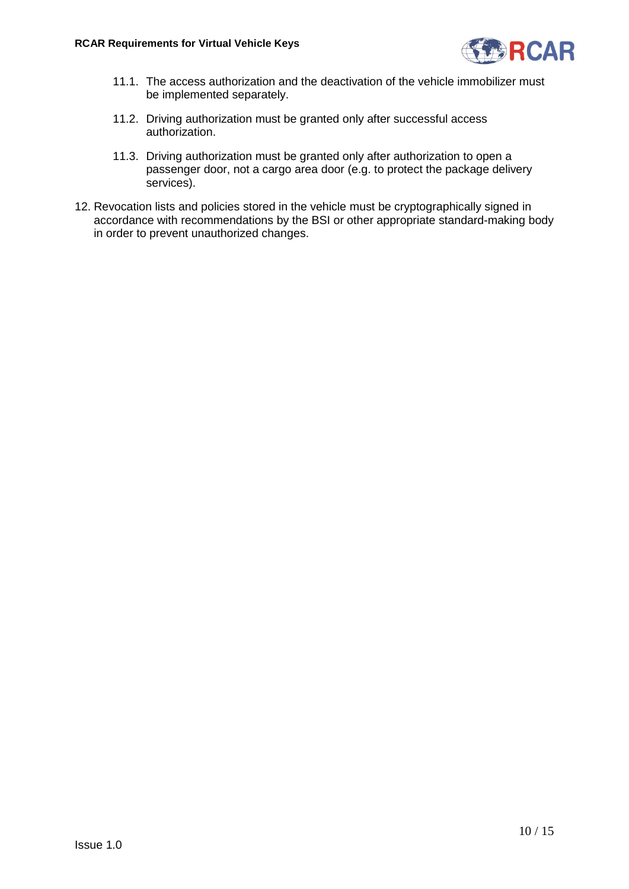11.1. The access authorization and the deactivation of the vehicle immobilizer must be implemented separately.

11.2. Driving authorization must be granted only after successful access authorization.

11.3. Driving authorization must be granted only after authorization to open a passenger door, not a cargo area door (e.g. to protect the package delivery services).

12. Revocation lists and policies stored in the vehicle must be cryptographically signed in accordance with recommendations by the BSI or other appropriate standard-making body in order to prevent unauthorized changes.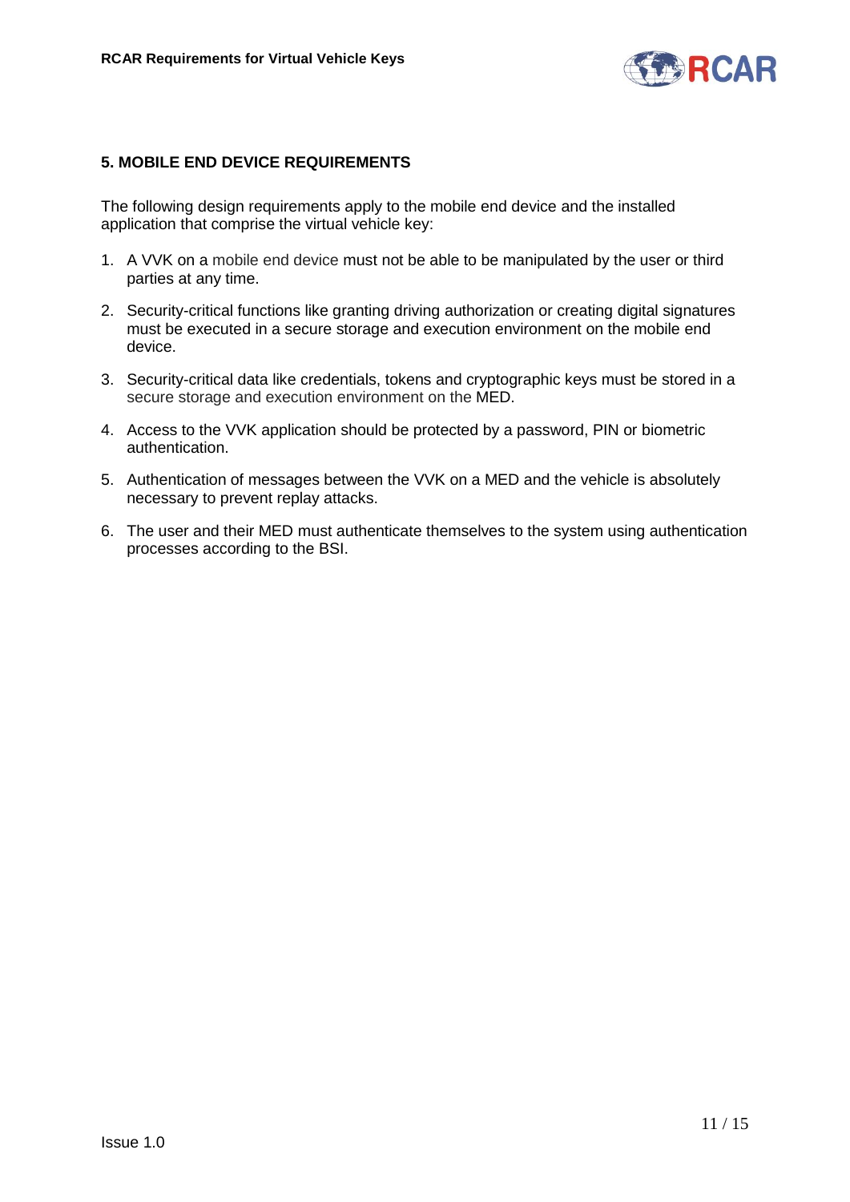## 5. MOBILE END DEVICE REQUIREMENTS

The following design requirements apply to the mobile end device and the installed application that comprise the virtual vehicle key:

1. A VVK on a mobile end device must not be able to be manipulated by the user or third parties at any time.
2. Security-critical functions like granting driving authorization or creating digital signatures must be executed in a secure storage and execution environment on the mobile end device.
3. Security-critical data like credentials, tokens and cryptographic keys must be stored in a secure storage and execution environment on the MED.
4. Access to the VVK application should be protected by a password, PIN or biometric authentication.
5. Authentication of messages between the VVK on a MED and the vehicle is absolutely necessary to prevent replay attacks.
6. The user and their MED must authenticate themselves to the system using authentication processes according to the BSI.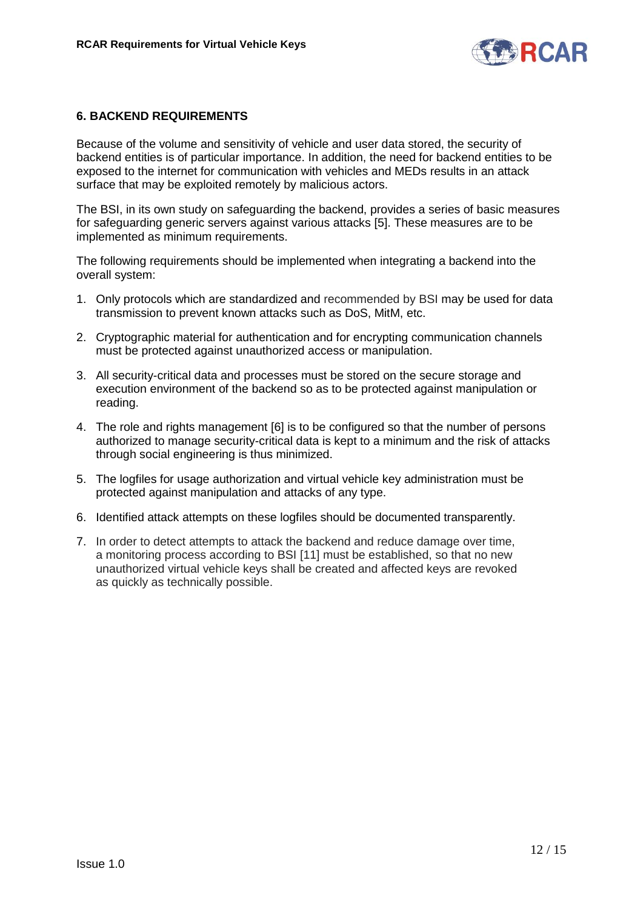## 6. BACKEND REQUIREMENTS

Because of the volume and sensitivity of vehicle and user data stored, the security of backend entities is of particular importance. In addition, the need for backend entities to be exposed to the internet for communication with vehicles and MEDs results in an attack surface that may be exploited remotely by malicious actors.

The BSI, in its own study on safeguarding the backend, provides a series of basic measures for safeguarding generic servers against various attacks [5]. These measures are to be implemented as minimum requirements.

The following requirements should be implemented when integrating a backend into the overall system:

1. Only protocols which are standardized and recommended by BSI may be used for data transmission to prevent known attacks such as DoS, MitM, etc.
2. Cryptographic material for authentication and for encrypting communication channels must be protected against unauthorized access or manipulation.
3. All security-critical data and processes must be stored on the secure storage and execution environment of the backend so as to be protected against manipulation or reading.
4. The role and rights management [6] is to be configured so that the number of persons authorized to manage security-critical data is kept to a minimum and the risk of attacks through social engineering is thus minimized.
5. The logfiles for usage authorization and virtual vehicle key administration must be protected against manipulation and attacks of any type.
6. Identified attack attempts on these logfiles should be documented transparently.
7. In order to detect attempts to attack the backend and reduce damage over time, a monitoring process according to BSI [11] must be established, so that no new unauthorized virtual vehicle keys shall be created and affected keys are revoked as quickly as technically possible.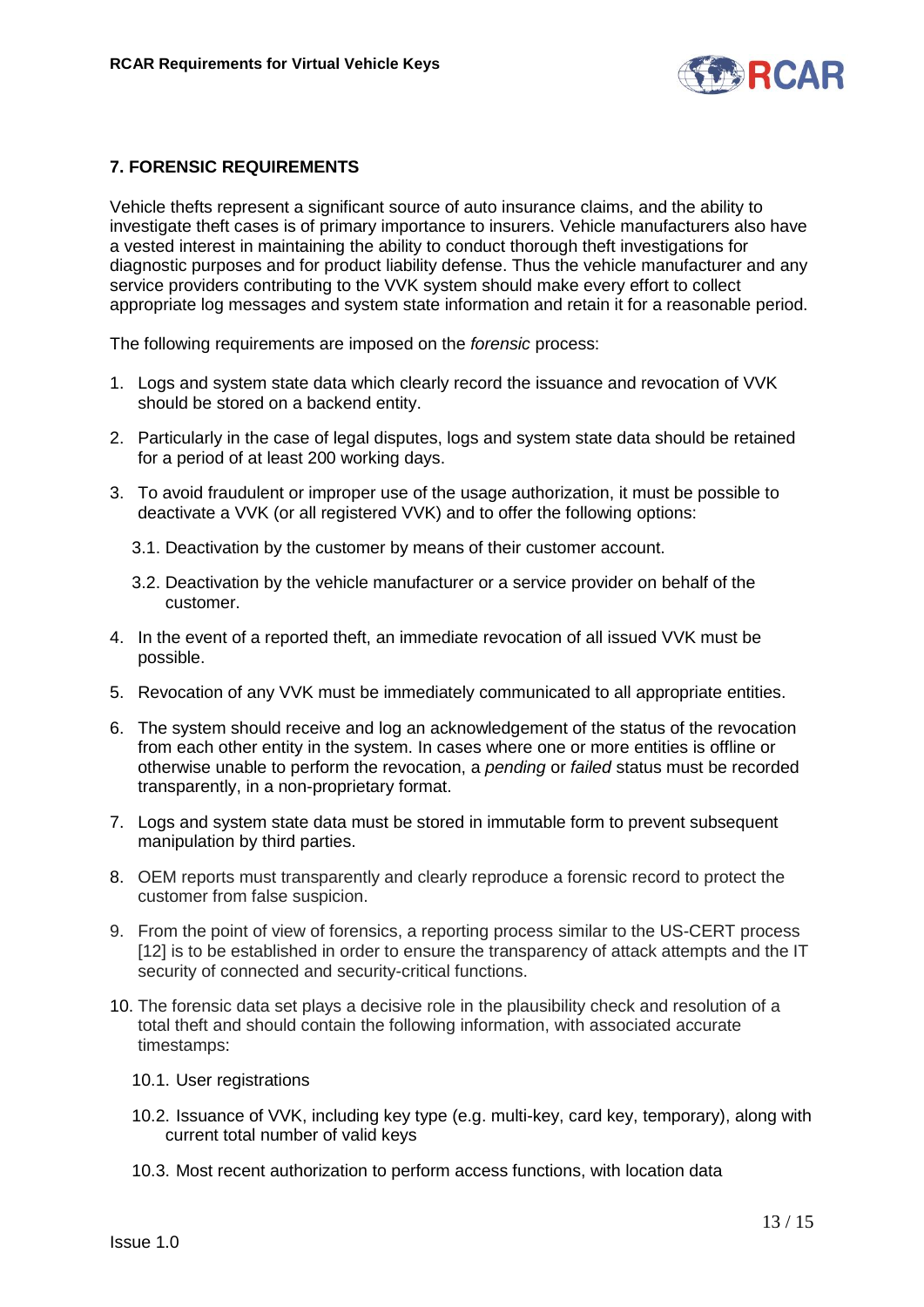## 7. FORENSIC REQUIREMENTS

Vehicle thefts represent a significant source of auto insurance claims, and the ability to investigate theft cases is of primary importance to insurers. Vehicle manufacturers also have a vested interest in maintaining the ability to conduct thorough theft investigations for diagnostic purposes and for product liability defense. Thus the vehicle manufacturer and any service providers contributing to the VVK system should make every effort to collect appropriate log messages and system state information and retain it for a reasonable period.

The following requirements are imposed on the *forensic* process:

1. Logs and system state data which clearly record the issuance and revocation of VVK should be stored on a backend entity.
2. Particularly in the case of legal disputes, logs and system state data should be retained for a period of at least 200 working days.
3. To avoid fraudulent or improper use of the usage authorization, it must be possible to deactivate a VVK (or all registered VVK) and to offer the following options:

   3.1. Deactivation by the customer by means of their customer account.

   3.2. Deactivation by the vehicle manufacturer or a service provider on behalf of the customer.
4. In the event of a reported theft, an immediate revocation of all issued VVK must be possible.
5. Revocation of any VVK must be immediately communicated to all appropriate entities.
6. The system should receive and log an acknowledgement of the status of the revocation from each other entity in the system. In cases where one or more entities is offline or otherwise unable to perform the revocation, a *pending* or *failed* status must be recorded transparently, in a non-proprietary format.
7. Logs and system state data must be stored in immutable form to prevent subsequent manipulation by third parties.
8. OEM reports must transparently and clearly reproduce a forensic record to protect the customer from false suspicion.
9. From the point of view of forensics, a reporting process similar to the US-CERT process [12] is to be established in order to ensure the transparency of attack attempts and the IT security of connected and security-critical functions.
10. The forensic data set plays a decisive role in the plausibility check and resolution of a total theft and should contain the following information, with associated accurate timestamps:

    10.1. User registrations

    10.2. Issuance of VVK, including key type (e.g. multi-key, card key, temporary), along with current total number of valid keys

    10.3. Most recent authorization to perform access functions, with location data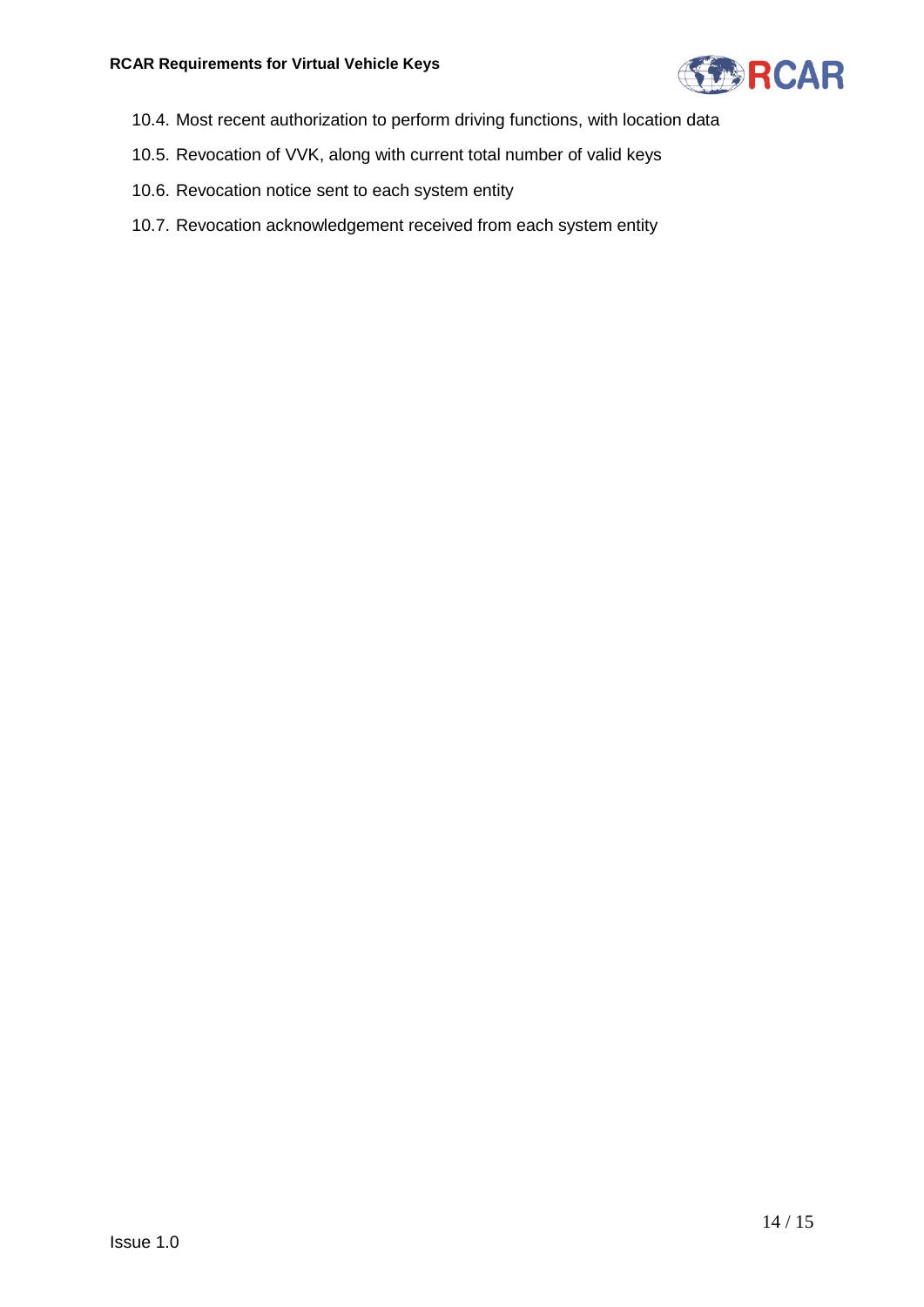10.4. Most recent authorization to perform driving functions, with location data

10.5. Revocation of VVK, along with current total number of valid keys

10.6. Revocation notice sent to each system entity

10.7. Revocation acknowledgement received from each system entity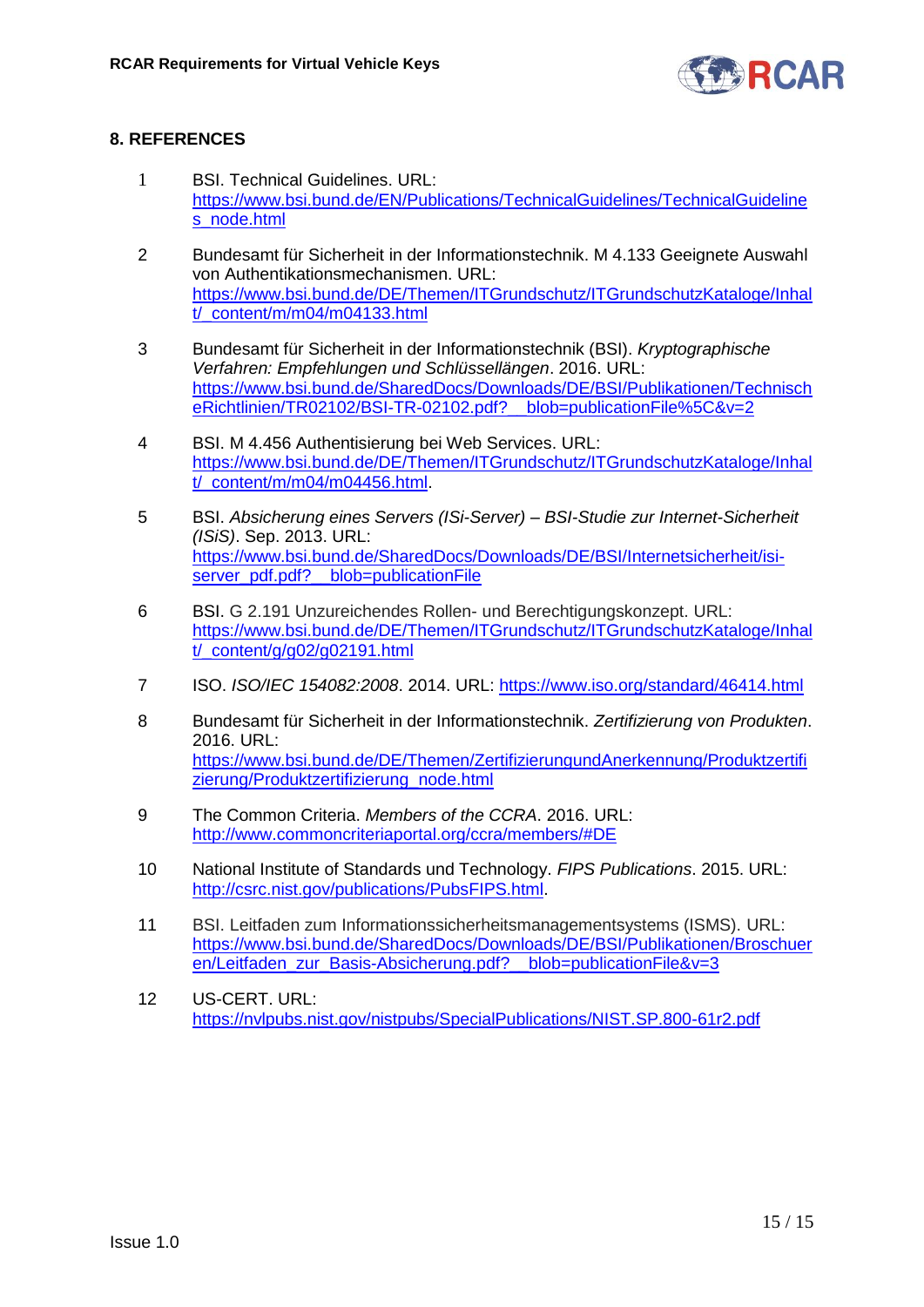## 8. REFERENCES

1. BSI. Technical Guidelines. URL: https://www.bsi.bund.de/EN/Publications/TechnicalGuidelines/TechnicalGuidelines_node.html

2. Bundesamt für Sicherheit in der Informationstechnik. M 4.133 Geeignete Auswahl von Authentikationsmechanismen. URL: https://www.bsi.bund.de/DE/Themen/ITGrundschutz/ITGrundschutzKataloge/Inhalt/_content/m/m04/m04133.html

3. Bundesamt für Sicherheit in der Informationstechnik (BSI). *Kryptographische Verfahren: Empfehlungen und Schlüssellängen*. 2016. URL: https://www.bsi.bund.de/SharedDocs/Downloads/DE/BSI/Publikationen/TechnischeRichtlinien/TR02102/BSI-TR-02102.pdf?__blob=publicationFile%5C&v=2

4. BSI. M 4.456 Authentisierung bei Web Services. URL: https://www.bsi.bund.de/DE/Themen/ITGrundschutz/ITGrundschutzKataloge/Inhalt/_content/m/m04/m04456.html.

5. BSI. *Absicherung eines Servers (ISi-Server) – BSI-Studie zur Internet-Sicherheit (ISiS)*. Sep. 2013. URL: https://www.bsi.bund.de/SharedDocs/Downloads/DE/BSI/Internetsicherheit/isi-server_pdf.pdf?__blob=publicationFile

6. BSI. G 2.191 Unzureichendes Rollen- und Berechtigungskonzept. URL: https://www.bsi.bund.de/DE/Themen/ITGrundschutz/ITGrundschutzKataloge/Inhalt/_content/g/g02/g02191.html

7. ISO. *ISO/IEC 154082:2008*. 2014. URL: https://www.iso.org/standard/46414.html

8. Bundesamt für Sicherheit in der Informationstechnik. *Zertifizierung von Produkten*. 2016. URL: https://www.bsi.bund.de/DE/Themen/ZertifizierungundAnerkennung/Produktzertifizierung/Produktzertifizierung_node.html

9. The Common Criteria. *Members of the CCRA*. 2016. URL: http://www.commoncriteriaportal.org/ccra/members/#DE

10. National Institute of Standards und Technology. *FIPS Publications*. 2015. URL: http://csrc.nist.gov/publications/PubsFIPS.html.

11. BSI. Leitfaden zum Informationssicherheitsmanagementsystems (ISMS). URL: https://www.bsi.bund.de/SharedDocs/Downloads/DE/BSI/Publikationen/Broschueren/Leitfaden_zur_Basis-Absicherung.pdf?__blob=publicationFile&v=3

12. US-CERT. URL: https://nvlpubs.nist.gov/nistpubs/SpecialPublications/NIST.SP.800-61r2.pdf

Issue 1.0